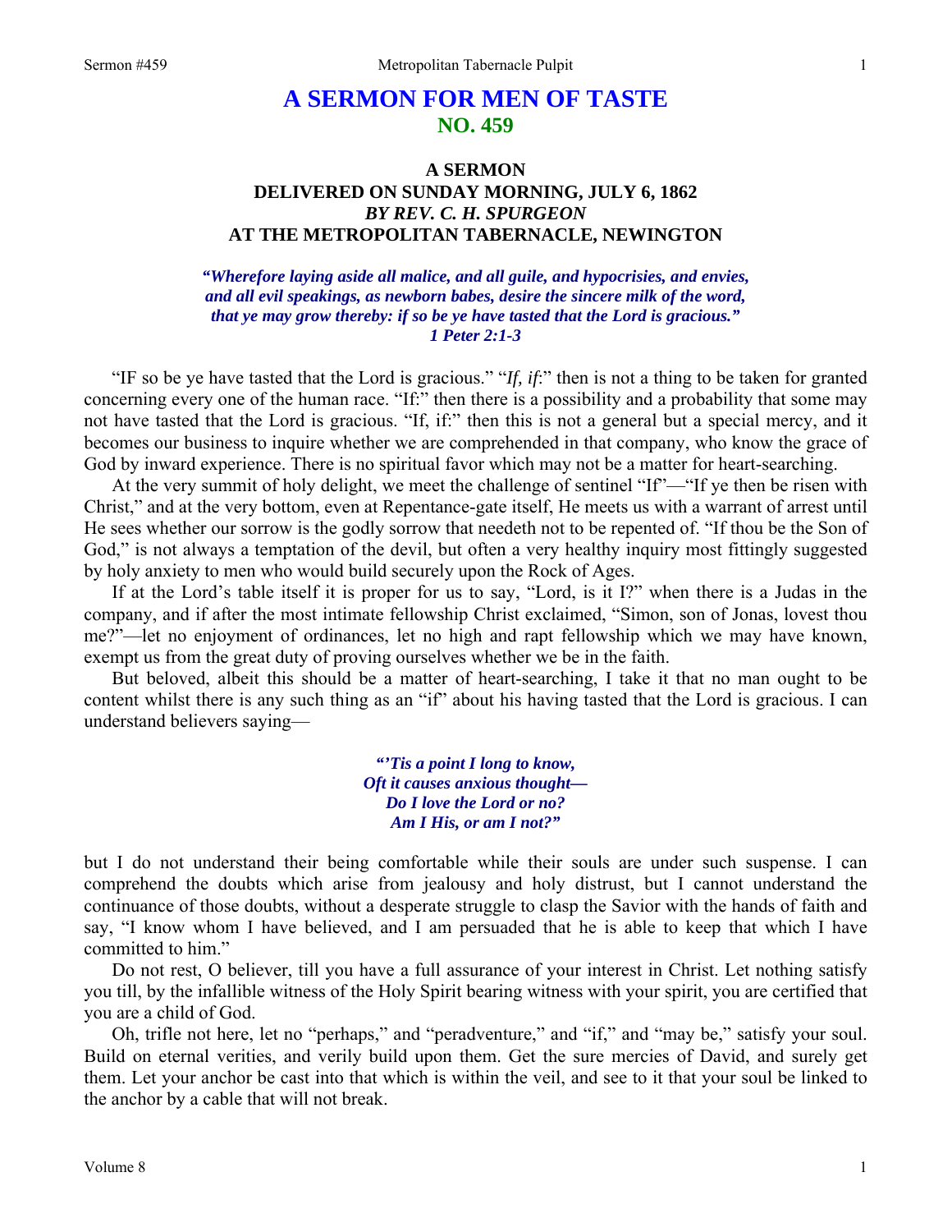# A SERMON FOR MEN OF TASTE
## NO. 459

### A SERMON
### DELIVERED ON SUNDAY MORNING, JULY 6, 1862
### *BY REV. C. H. SPURGEON*
### AT THE METROPOLITAN TABERNACLE, NEWINGTON

***"Wherefore laying aside all malice, and all guile, and hypocrisies, and envies, and all evil speakings, as newborn babes, desire the sincere milk of the word, that ye may grow thereby: if so be ye have tasted that the Lord is gracious." 1 Peter 2:1-3***

"IF so be ye have tasted that the Lord is gracious." "*If, if*:" then is not a thing to be taken for granted concerning every one of the human race. "If:" then there is a possibility and a probability that some may not have tasted that the Lord is gracious. "If, if:" then this is not a general but a special mercy, and it becomes our business to inquire whether we are comprehended in that company, who know the grace of God by inward experience. There is no spiritual favor which may not be a matter for heart-searching.

At the very summit of holy delight, we meet the challenge of sentinel "If"—"If ye then be risen with Christ," and at the very bottom, even at Repentance-gate itself, He meets us with a warrant of arrest until He sees whether our sorrow is the godly sorrow that needeth not to be repented of. "If thou be the Son of God," is not always a temptation of the devil, but often a very healthy inquiry most fittingly suggested by holy anxiety to men who would build securely upon the Rock of Ages.

If at the Lord's table itself it is proper for us to say, "Lord, is it I?" when there is a Judas in the company, and if after the most intimate fellowship Christ exclaimed, "Simon, son of Jonas, lovest thou me?"—let no enjoyment of ordinances, let no high and rapt fellowship which we may have known, exempt us from the great duty of proving ourselves whether we be in the faith.

But beloved, albeit this should be a matter of heart-searching, I take it that no man ought to be content whilst there is any such thing as an "if" about his having tasted that the Lord is gracious. I can understand believers saying—

> ***"'Tis a point I long to know,***
> ***Oft it causes anxious thought—***
> ***Do I love the Lord or no?***
> ***Am I His, or am I not?"***

but I do not understand their being comfortable while their souls are under such suspense. I can comprehend the doubts which arise from jealousy and holy distrust, but I cannot understand the continuance of those doubts, without a desperate struggle to clasp the Savior with the hands of faith and say, "I know whom I have believed, and I am persuaded that he is able to keep that which I have committed to him."

Do not rest, O believer, till you have a full assurance of your interest in Christ. Let nothing satisfy you till, by the infallible witness of the Holy Spirit bearing witness with your spirit, you are certified that you are a child of God.

Oh, trifle not here, let no "perhaps," and "peradventure," and "if," and "may be," satisfy your soul. Build on eternal verities, and verily build upon them. Get the sure mercies of David, and surely get them. Let your anchor be cast into that which is within the veil, and see to it that your soul be linked to the anchor by a cable that will not break.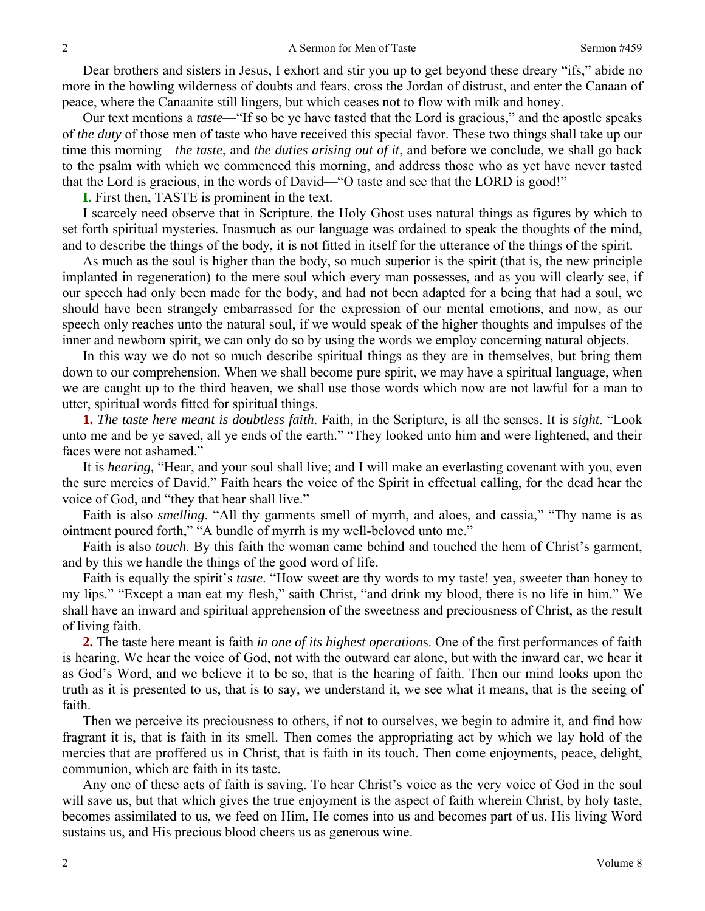Dear brothers and sisters in Jesus, I exhort and stir you up to get beyond these dreary "ifs," abide no more in the howling wilderness of doubts and fears, cross the Jordan of distrust, and enter the Canaan of peace, where the Canaanite still lingers, but which ceases not to flow with milk and honey.

Our text mentions a *taste*—"If so be ye have tasted that the Lord is gracious," and the apostle speaks of *the duty* of those men of taste who have received this special favor. These two things shall take up our time this morning—*the taste*, and *the duties arising out of it*, and before we conclude, we shall go back to the psalm with which we commenced this morning, and address those who as yet have never tasted that the Lord is gracious, in the words of David—"O taste and see that the LORD is good!"

**I.** First then, TASTE is prominent in the text.

I scarcely need observe that in Scripture, the Holy Ghost uses natural things as figures by which to set forth spiritual mysteries. Inasmuch as our language was ordained to speak the thoughts of the mind, and to describe the things of the body, it is not fitted in itself for the utterance of the things of the spirit.

As much as the soul is higher than the body, so much superior is the spirit (that is, the new principle implanted in regeneration) to the mere soul which every man possesses, and as you will clearly see, if our speech had only been made for the body, and had not been adapted for a being that had a soul, we should have been strangely embarrassed for the expression of our mental emotions, and now, as our speech only reaches unto the natural soul, if we would speak of the higher thoughts and impulses of the inner and newborn spirit, we can only do so by using the words we employ concerning natural objects.

In this way we do not so much describe spiritual things as they are in themselves, but bring them down to our comprehension. When we shall become pure spirit, we may have a spiritual language, when we are caught up to the third heaven, we shall use those words which now are not lawful for a man to utter, spiritual words fitted for spiritual things.

**1.** *The taste here meant is doubtless faith*. Faith, in the Scripture, is all the senses. It is *sight*. "Look unto me and be ye saved, all ye ends of the earth." "They looked unto him and were lightened, and their faces were not ashamed."

It is *hearing,* "Hear, and your soul shall live; and I will make an everlasting covenant with you, even the sure mercies of David." Faith hears the voice of the Spirit in effectual calling, for the dead hear the voice of God, and "they that hear shall live."

Faith is also *smelling*. "All thy garments smell of myrrh, and aloes, and cassia," "Thy name is as ointment poured forth," "A bundle of myrrh is my well-beloved unto me."

Faith is also *touch*. By this faith the woman came behind and touched the hem of Christ's garment, and by this we handle the things of the good word of life.

Faith is equally the spirit's *taste*. "How sweet are thy words to my taste! yea, sweeter than honey to my lips." "Except a man eat my flesh," saith Christ, "and drink my blood, there is no life in him." We shall have an inward and spiritual apprehension of the sweetness and preciousness of Christ, as the result of living faith.

**2.** The taste here meant is faith *in one of its highest operation*s. One of the first performances of faith is hearing. We hear the voice of God, not with the outward ear alone, but with the inward ear, we hear it as God's Word, and we believe it to be so, that is the hearing of faith. Then our mind looks upon the truth as it is presented to us, that is to say, we understand it, we see what it means, that is the seeing of faith.

Then we perceive its preciousness to others, if not to ourselves, we begin to admire it, and find how fragrant it is, that is faith in its smell. Then comes the appropriating act by which we lay hold of the mercies that are proffered us in Christ, that is faith in its touch. Then come enjoyments, peace, delight, communion, which are faith in its taste.

Any one of these acts of faith is saving. To hear Christ's voice as the very voice of God in the soul will save us, but that which gives the true enjoyment is the aspect of faith wherein Christ, by holy taste, becomes assimilated to us, we feed on Him, He comes into us and becomes part of us, His living Word sustains us, and His precious blood cheers us as generous wine.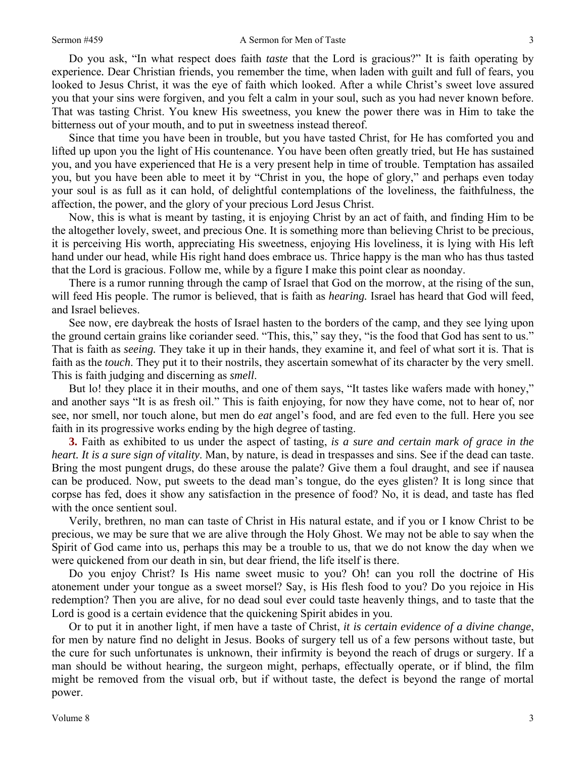Do you ask, "In what respect does faith *taste* that the Lord is gracious?" It is faith operating by experience. Dear Christian friends, you remember the time, when laden with guilt and full of fears, you looked to Jesus Christ, it was the eye of faith which looked. After a while Christ's sweet love assured you that your sins were forgiven, and you felt a calm in your soul, such as you had never known before. That was tasting Christ. You knew His sweetness, you knew the power there was in Him to take the bitterness out of your mouth, and to put in sweetness instead thereof.

Since that time you have been in trouble, but you have tasted Christ, for He has comforted you and lifted up upon you the light of His countenance. You have been often greatly tried, but He has sustained you, and you have experienced that He is a very present help in time of trouble. Temptation has assailed you, but you have been able to meet it by "Christ in you, the hope of glory," and perhaps even today your soul is as full as it can hold, of delightful contemplations of the loveliness, the faithfulness, the affection, the power, and the glory of your precious Lord Jesus Christ.

Now, this is what is meant by tasting, it is enjoying Christ by an act of faith, and finding Him to be the altogether lovely, sweet, and precious One. It is something more than believing Christ to be precious, it is perceiving His worth, appreciating His sweetness, enjoying His loveliness, it is lying with His left hand under our head, while His right hand does embrace us. Thrice happy is the man who has thus tasted that the Lord is gracious. Follow me, while by a figure I make this point clear as noonday.

There is a rumor running through the camp of Israel that God on the morrow, at the rising of the sun, will feed His people. The rumor is believed, that is faith as *hearing.* Israel has heard that God will feed, and Israel believes.

See now, ere daybreak the hosts of Israel hasten to the borders of the camp, and they see lying upon the ground certain grains like coriander seed. "This, this," say they, "is the food that God has sent to us." That is faith as *seeing.* They take it up in their hands, they examine it, and feel of what sort it is. That is faith as the *touch*. They put it to their nostrils, they ascertain somewhat of its character by the very smell. This is faith judging and discerning as *smell*.

But lo! they place it in their mouths, and one of them says, "It tastes like wafers made with honey," and another says "It is as fresh oil." This is faith enjoying, for now they have come, not to hear of, nor see, nor smell, nor touch alone, but men do *eat* angel's food, and are fed even to the full. Here you see faith in its progressive works ending by the high degree of tasting.

**3.** Faith as exhibited to us under the aspect of tasting, *is a sure and certain mark of grace in the heart. It is a sure sign of vitality*. Man, by nature, is dead in trespasses and sins. See if the dead can taste. Bring the most pungent drugs, do these arouse the palate? Give them a foul draught, and see if nausea can be produced. Now, put sweets to the dead man's tongue, do the eyes glisten? It is long since that corpse has fed, does it show any satisfaction in the presence of food? No, it is dead, and taste has fled with the once sentient soul.

Verily, brethren, no man can taste of Christ in His natural estate, and if you or I know Christ to be precious, we may be sure that we are alive through the Holy Ghost. We may not be able to say when the Spirit of God came into us, perhaps this may be a trouble to us, that we do not know the day when we were quickened from our death in sin, but dear friend, the life itself is there.

Do you enjoy Christ? Is His name sweet music to you? Oh! can you roll the doctrine of His atonement under your tongue as a sweet morsel? Say, is His flesh food to you? Do you rejoice in His redemption? Then you are alive, for no dead soul ever could taste heavenly things, and to taste that the Lord is good is a certain evidence that the quickening Spirit abides in you.

Or to put it in another light, if men have a taste of Christ, *it is certain evidence of a divine change*, for men by nature find no delight in Jesus. Books of surgery tell us of a few persons without taste, but the cure for such unfortunates is unknown, their infirmity is beyond the reach of drugs or surgery. If a man should be without hearing, the surgeon might, perhaps, effectually operate, or if blind, the film might be removed from the visual orb, but if without taste, the defect is beyond the range of mortal power.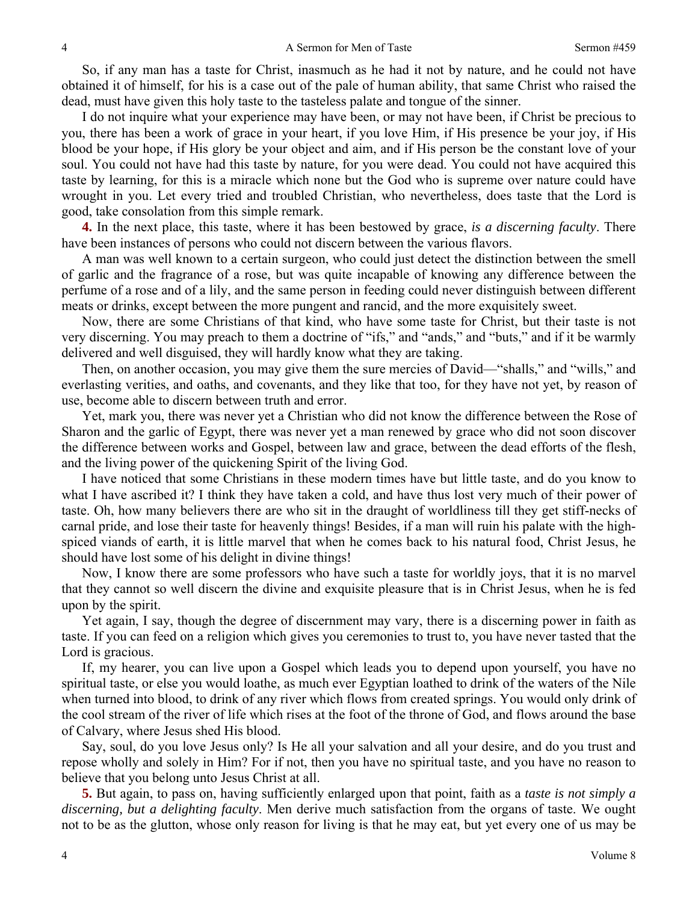So, if any man has a taste for Christ, inasmuch as he had it not by nature, and he could not have obtained it of himself, for his is a case out of the pale of human ability, that same Christ who raised the dead, must have given this holy taste to the tasteless palate and tongue of the sinner.

I do not inquire what your experience may have been, or may not have been, if Christ be precious to you, there has been a work of grace in your heart, if you love Him, if His presence be your joy, if His blood be your hope, if His glory be your object and aim, and if His person be the constant love of your soul. You could not have had this taste by nature, for you were dead. You could not have acquired this taste by learning, for this is a miracle which none but the God who is supreme over nature could have wrought in you. Let every tried and troubled Christian, who nevertheless, does taste that the Lord is good, take consolation from this simple remark.

**4.** In the next place, this taste, where it has been bestowed by grace, *is a discerning faculty*. There have been instances of persons who could not discern between the various flavors.

A man was well known to a certain surgeon, who could just detect the distinction between the smell of garlic and the fragrance of a rose, but was quite incapable of knowing any difference between the perfume of a rose and of a lily, and the same person in feeding could never distinguish between different meats or drinks, except between the more pungent and rancid, and the more exquisitely sweet.

Now, there are some Christians of that kind, who have some taste for Christ, but their taste is not very discerning. You may preach to them a doctrine of "ifs," and "ands," and "buts," and if it be warmly delivered and well disguised, they will hardly know what they are taking.

Then, on another occasion, you may give them the sure mercies of David—"shalls," and "wills," and everlasting verities, and oaths, and covenants, and they like that too, for they have not yet, by reason of use, become able to discern between truth and error.

Yet, mark you, there was never yet a Christian who did not know the difference between the Rose of Sharon and the garlic of Egypt, there was never yet a man renewed by grace who did not soon discover the difference between works and Gospel, between law and grace, between the dead efforts of the flesh, and the living power of the quickening Spirit of the living God.

I have noticed that some Christians in these modern times have but little taste, and do you know to what I have ascribed it? I think they have taken a cold, and have thus lost very much of their power of taste. Oh, how many believers there are who sit in the draught of worldliness till they get stiff-necks of carnal pride, and lose their taste for heavenly things! Besides, if a man will ruin his palate with the high-spiced viands of earth, it is little marvel that when he comes back to his natural food, Christ Jesus, he should have lost some of his delight in divine things!

Now, I know there are some professors who have such a taste for worldly joys, that it is no marvel that they cannot so well discern the divine and exquisite pleasure that is in Christ Jesus, when he is fed upon by the spirit.

Yet again, I say, though the degree of discernment may vary, there is a discerning power in faith as taste. If you can feed on a religion which gives you ceremonies to trust to, you have never tasted that the Lord is gracious.

If, my hearer, you can live upon a Gospel which leads you to depend upon yourself, you have no spiritual taste, or else you would loathe, as much ever Egyptian loathed to drink of the waters of the Nile when turned into blood, to drink of any river which flows from created springs. You would only drink of the cool stream of the river of life which rises at the foot of the throne of God, and flows around the base of Calvary, where Jesus shed His blood.

Say, soul, do you love Jesus only? Is He all your salvation and all your desire, and do you trust and repose wholly and solely in Him? For if not, then you have no spiritual taste, and you have no reason to believe that you belong unto Jesus Christ at all.

**5.** But again, to pass on, having sufficiently enlarged upon that point, faith as a *taste is not simply a discerning, but a delighting faculty*. Men derive much satisfaction from the organs of taste. We ought not to be as the glutton, whose only reason for living is that he may eat, but yet every one of us may be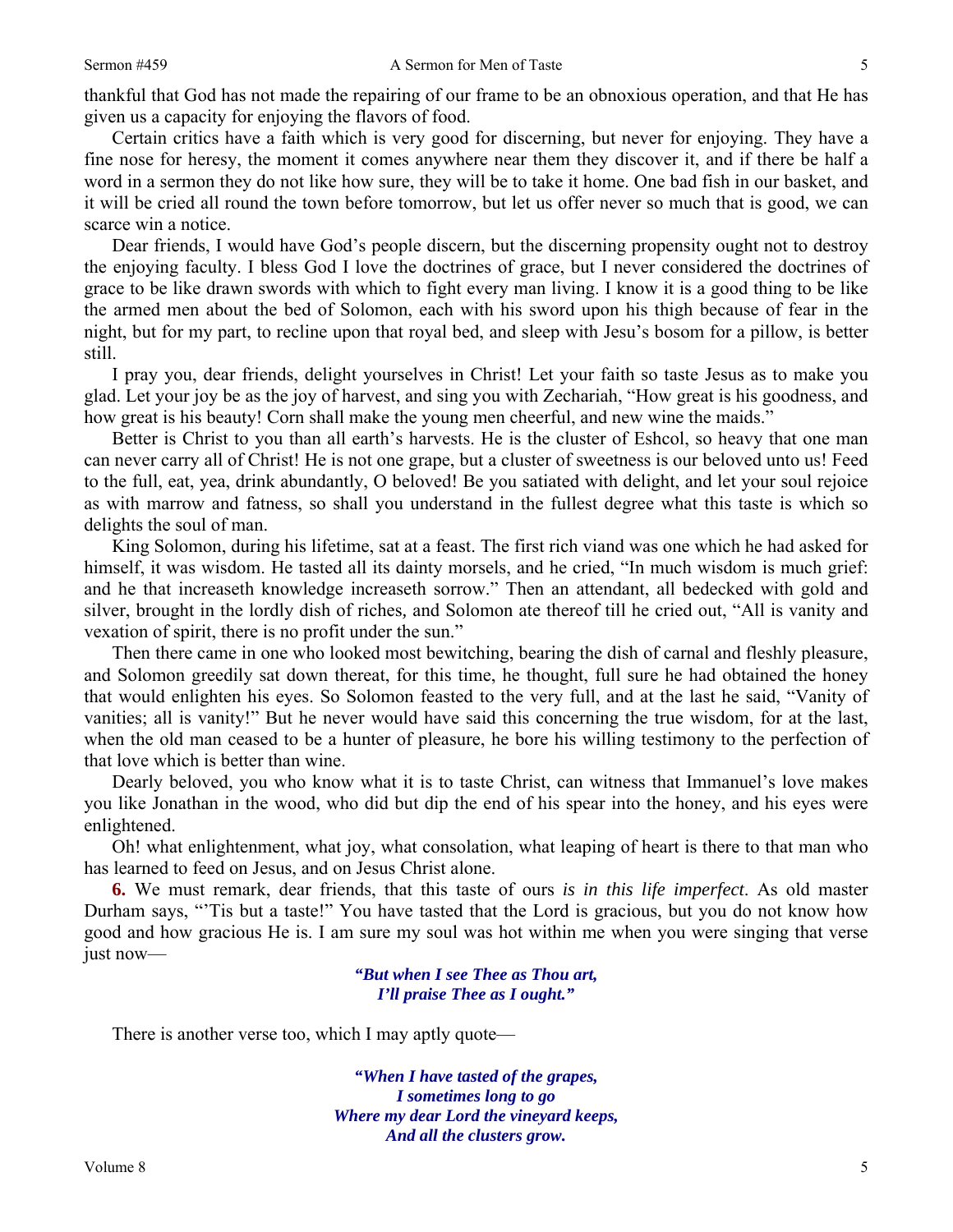thankful that God has not made the repairing of our frame to be an obnoxious operation, and that He has given us a capacity for enjoying the flavors of food.

Certain critics have a faith which is very good for discerning, but never for enjoying. They have a fine nose for heresy, the moment it comes anywhere near them they discover it, and if there be half a word in a sermon they do not like how sure, they will be to take it home. One bad fish in our basket, and it will be cried all round the town before tomorrow, but let us offer never so much that is good, we can scarce win a notice.

Dear friends, I would have God's people discern, but the discerning propensity ought not to destroy the enjoying faculty. I bless God I love the doctrines of grace, but I never considered the doctrines of grace to be like drawn swords with which to fight every man living. I know it is a good thing to be like the armed men about the bed of Solomon, each with his sword upon his thigh because of fear in the night, but for my part, to recline upon that royal bed, and sleep with Jesu's bosom for a pillow, is better still.

I pray you, dear friends, delight yourselves in Christ! Let your faith so taste Jesus as to make you glad. Let your joy be as the joy of harvest, and sing you with Zechariah, "How great is his goodness, and how great is his beauty! Corn shall make the young men cheerful, and new wine the maids."

Better is Christ to you than all earth's harvests. He is the cluster of Eshcol, so heavy that one man can never carry all of Christ! He is not one grape, but a cluster of sweetness is our beloved unto us! Feed to the full, eat, yea, drink abundantly, O beloved! Be you satiated with delight, and let your soul rejoice as with marrow and fatness, so shall you understand in the fullest degree what this taste is which so delights the soul of man.

King Solomon, during his lifetime, sat at a feast. The first rich viand was one which he had asked for himself, it was wisdom. He tasted all its dainty morsels, and he cried, "In much wisdom is much grief: and he that increaseth knowledge increaseth sorrow." Then an attendant, all bedecked with gold and silver, brought in the lordly dish of riches, and Solomon ate thereof till he cried out, "All is vanity and vexation of spirit, there is no profit under the sun."

Then there came in one who looked most bewitching, bearing the dish of carnal and fleshly pleasure, and Solomon greedily sat down thereat, for this time, he thought, full sure he had obtained the honey that would enlighten his eyes. So Solomon feasted to the very full, and at the last he said, "Vanity of vanities; all is vanity!" But he never would have said this concerning the true wisdom, for at the last, when the old man ceased to be a hunter of pleasure, he bore his willing testimony to the perfection of that love which is better than wine.

Dearly beloved, you who know what it is to taste Christ, can witness that Immanuel's love makes you like Jonathan in the wood, who did but dip the end of his spear into the honey, and his eyes were enlightened.

Oh! what enlightenment, what joy, what consolation, what leaping of heart is there to that man who has learned to feed on Jesus, and on Jesus Christ alone.

**6.** We must remark, dear friends, that this taste of ours *is in this life imperfect*. As old master Durham says, "'Tis but a taste!" You have tasted that the Lord is gracious, but you do not know how good and how gracious He is. I am sure my soul was hot within me when you were singing that verse just now—

> ***"But when I see Thee as Thou art,***
> ***I'll praise Thee as I ought."***

There is another verse too, which I may aptly quote—

> ***"When I have tasted of the grapes,***
> ***I sometimes long to go***
> ***Where my dear Lord the vineyard keeps,***
> ***And all the clusters grow.***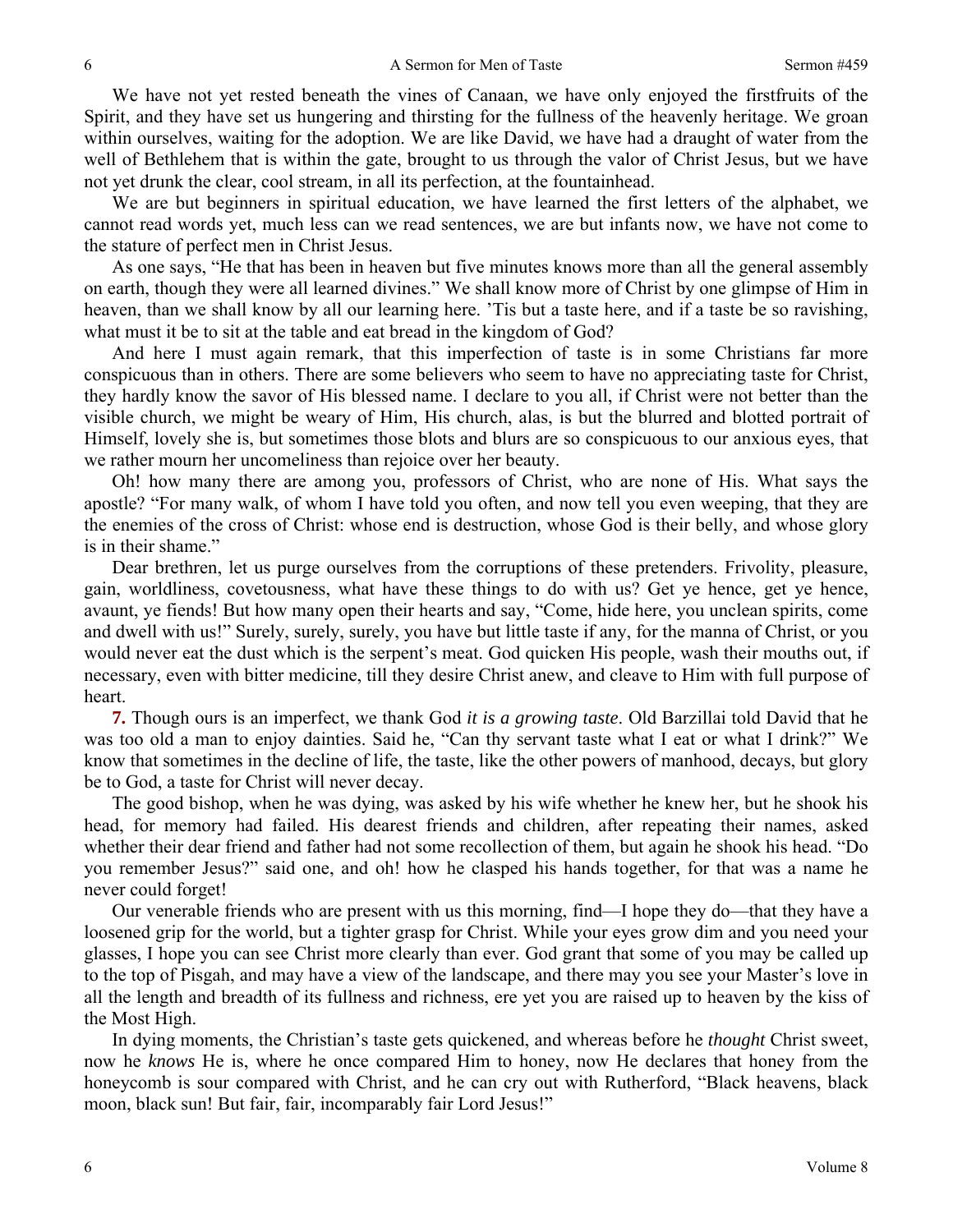We have not yet rested beneath the vines of Canaan, we have only enjoyed the firstfruits of the Spirit, and they have set us hungering and thirsting for the fullness of the heavenly heritage. We groan within ourselves, waiting for the adoption. We are like David, we have had a draught of water from the well of Bethlehem that is within the gate, brought to us through the valor of Christ Jesus, but we have not yet drunk the clear, cool stream, in all its perfection, at the fountainhead.

We are but beginners in spiritual education, we have learned the first letters of the alphabet, we cannot read words yet, much less can we read sentences, we are but infants now, we have not come to the stature of perfect men in Christ Jesus.

As one says, "He that has been in heaven but five minutes knows more than all the general assembly on earth, though they were all learned divines." We shall know more of Christ by one glimpse of Him in heaven, than we shall know by all our learning here. 'Tis but a taste here, and if a taste be so ravishing, what must it be to sit at the table and eat bread in the kingdom of God?

And here I must again remark, that this imperfection of taste is in some Christians far more conspicuous than in others. There are some believers who seem to have no appreciating taste for Christ, they hardly know the savor of His blessed name. I declare to you all, if Christ were not better than the visible church, we might be weary of Him, His church, alas, is but the blurred and blotted portrait of Himself, lovely she is, but sometimes those blots and blurs are so conspicuous to our anxious eyes, that we rather mourn her uncomeliness than rejoice over her beauty.

Oh! how many there are among you, professors of Christ, who are none of His. What says the apostle? "For many walk, of whom I have told you often, and now tell you even weeping, that they are the enemies of the cross of Christ: whose end is destruction, whose God is their belly, and whose glory is in their shame."

Dear brethren, let us purge ourselves from the corruptions of these pretenders. Frivolity, pleasure, gain, worldliness, covetousness, what have these things to do with us? Get ye hence, get ye hence, avaunt, ye fiends! But how many open their hearts and say, "Come, hide here, you unclean spirits, come and dwell with us!" Surely, surely, surely, you have but little taste if any, for the manna of Christ, or you would never eat the dust which is the serpent's meat. God quicken His people, wash their mouths out, if necessary, even with bitter medicine, till they desire Christ anew, and cleave to Him with full purpose of heart.

**7.** Though ours is an imperfect, we thank God *it is a growing taste*. Old Barzillai told David that he was too old a man to enjoy dainties. Said he, "Can thy servant taste what I eat or what I drink?" We know that sometimes in the decline of life, the taste, like the other powers of manhood, decays, but glory be to God, a taste for Christ will never decay.

The good bishop, when he was dying, was asked by his wife whether he knew her, but he shook his head, for memory had failed. His dearest friends and children, after repeating their names, asked whether their dear friend and father had not some recollection of them, but again he shook his head. "Do you remember Jesus?" said one, and oh! how he clasped his hands together, for that was a name he never could forget!

Our venerable friends who are present with us this morning, find—I hope they do—that they have a loosened grip for the world, but a tighter grasp for Christ. While your eyes grow dim and you need your glasses, I hope you can see Christ more clearly than ever. God grant that some of you may be called up to the top of Pisgah, and may have a view of the landscape, and there may you see your Master's love in all the length and breadth of its fullness and richness, ere yet you are raised up to heaven by the kiss of the Most High.

In dying moments, the Christian's taste gets quickened, and whereas before he *thought* Christ sweet, now he *knows* He is, where he once compared Him to honey, now He declares that honey from the honeycomb is sour compared with Christ, and he can cry out with Rutherford, "Black heavens, black moon, black sun! But fair, fair, incomparably fair Lord Jesus!"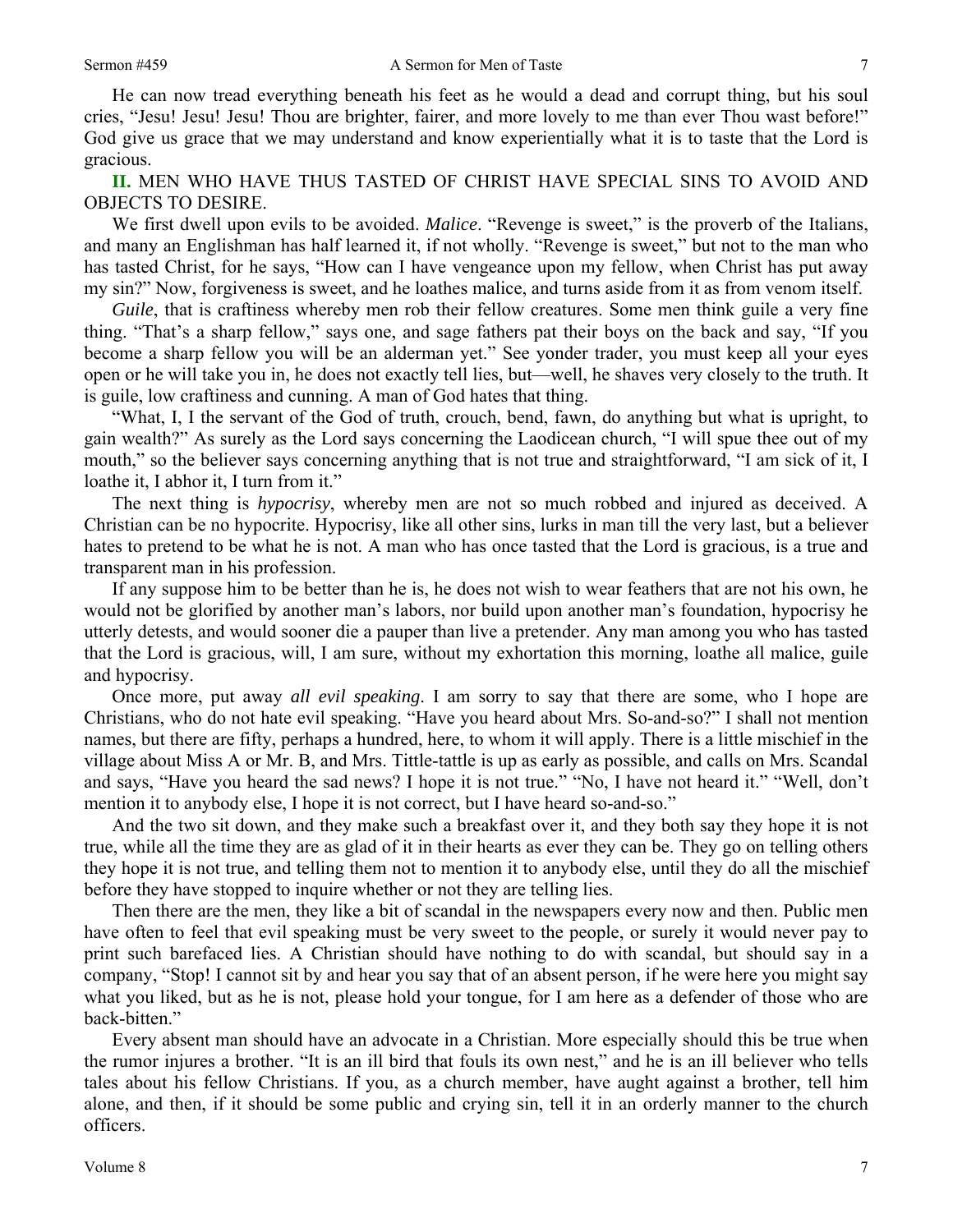He can now tread everything beneath his feet as he would a dead and corrupt thing, but his soul cries, "Jesu! Jesu! Jesu! Thou are brighter, fairer, and more lovely to me than ever Thou wast before!" God give us grace that we may understand and know experientially what it is to taste that the Lord is gracious.

**II.** MEN WHO HAVE THUS TASTED OF CHRIST HAVE SPECIAL SINS TO AVOID AND OBJECTS TO DESIRE.

We first dwell upon evils to be avoided. *Malice*. "Revenge is sweet," is the proverb of the Italians, and many an Englishman has half learned it, if not wholly. "Revenge is sweet," but not to the man who has tasted Christ, for he says, "How can I have vengeance upon my fellow, when Christ has put away my sin?" Now, forgiveness is sweet, and he loathes malice, and turns aside from it as from venom itself.

*Guile*, that is craftiness whereby men rob their fellow creatures. Some men think guile a very fine thing. "That's a sharp fellow," says one, and sage fathers pat their boys on the back and say, "If you become a sharp fellow you will be an alderman yet." See yonder trader, you must keep all your eyes open or he will take you in, he does not exactly tell lies, but—well, he shaves very closely to the truth. It is guile, low craftiness and cunning. A man of God hates that thing.

"What, I, I the servant of the God of truth, crouch, bend, fawn, do anything but what is upright, to gain wealth?" As surely as the Lord says concerning the Laodicean church, "I will spue thee out of my mouth," so the believer says concerning anything that is not true and straightforward, "I am sick of it, I loathe it, I abhor it, I turn from it."

The next thing is *hypocrisy*, whereby men are not so much robbed and injured as deceived. A Christian can be no hypocrite. Hypocrisy, like all other sins, lurks in man till the very last, but a believer hates to pretend to be what he is not. A man who has once tasted that the Lord is gracious, is a true and transparent man in his profession.

If any suppose him to be better than he is, he does not wish to wear feathers that are not his own, he would not be glorified by another man's labors, nor build upon another man's foundation, hypocrisy he utterly detests, and would sooner die a pauper than live a pretender. Any man among you who has tasted that the Lord is gracious, will, I am sure, without my exhortation this morning, loathe all malice, guile and hypocrisy.

Once more, put away *all evil speaking*. I am sorry to say that there are some, who I hope are Christians, who do not hate evil speaking. "Have you heard about Mrs. So-and-so?" I shall not mention names, but there are fifty, perhaps a hundred, here, to whom it will apply. There is a little mischief in the village about Miss A or Mr. B, and Mrs. Tittle-tattle is up as early as possible, and calls on Mrs. Scandal and says, "Have you heard the sad news? I hope it is not true." "No, I have not heard it." "Well, don't mention it to anybody else, I hope it is not correct, but I have heard so-and-so."

And the two sit down, and they make such a breakfast over it, and they both say they hope it is not true, while all the time they are as glad of it in their hearts as ever they can be. They go on telling others they hope it is not true, and telling them not to mention it to anybody else, until they do all the mischief before they have stopped to inquire whether or not they are telling lies.

Then there are the men, they like a bit of scandal in the newspapers every now and then. Public men have often to feel that evil speaking must be very sweet to the people, or surely it would never pay to print such barefaced lies. A Christian should have nothing to do with scandal, but should say in a company, "Stop! I cannot sit by and hear you say that of an absent person, if he were here you might say what you liked, but as he is not, please hold your tongue, for I am here as a defender of those who are back-bitten."

Every absent man should have an advocate in a Christian. More especially should this be true when the rumor injures a brother. "It is an ill bird that fouls its own nest," and he is an ill believer who tells tales about his fellow Christians. If you, as a church member, have aught against a brother, tell him alone, and then, if it should be some public and crying sin, tell it in an orderly manner to the church officers.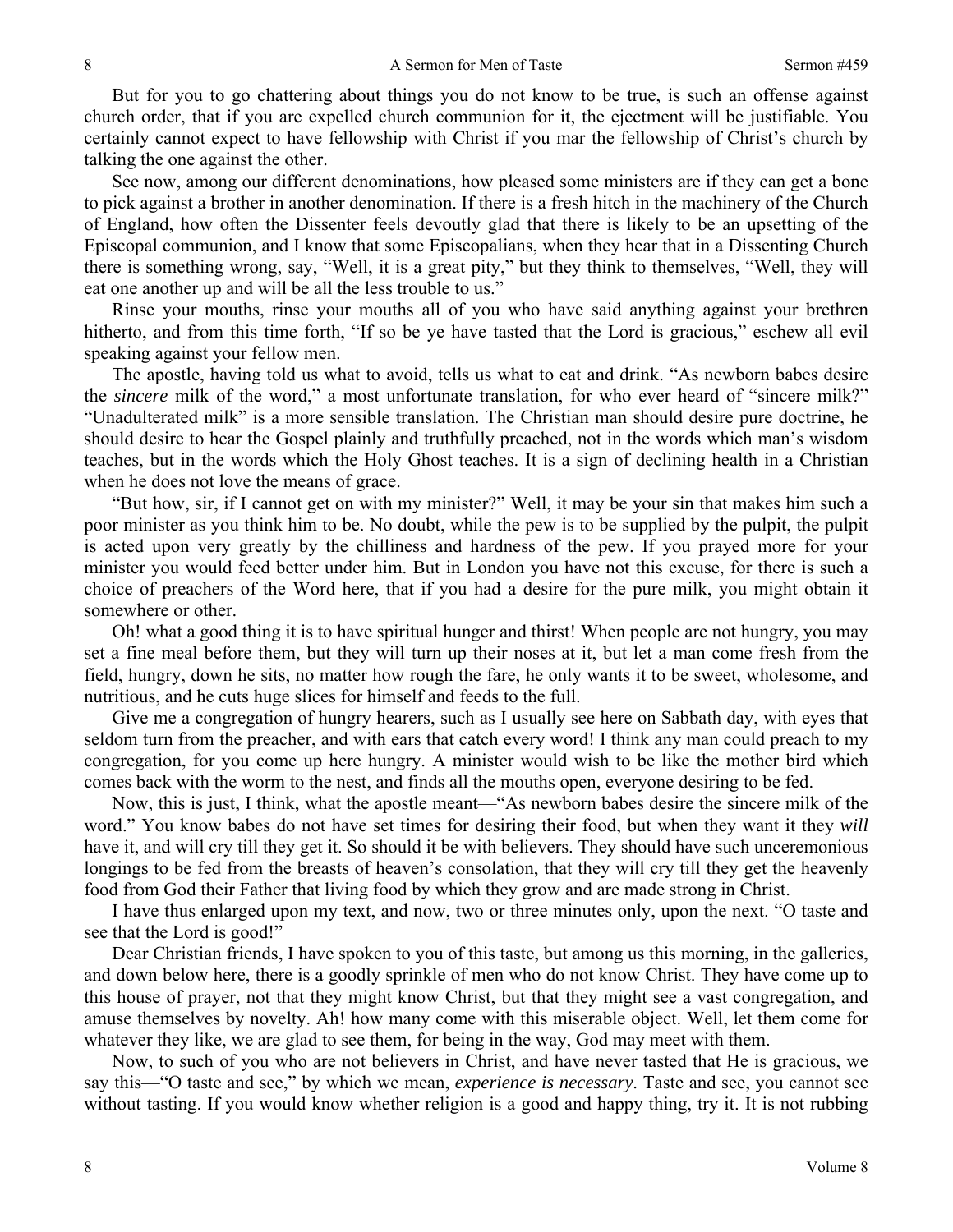But for you to go chattering about things you do not know to be true, is such an offense against church order, that if you are expelled church communion for it, the ejectment will be justifiable. You certainly cannot expect to have fellowship with Christ if you mar the fellowship of Christ's church by talking the one against the other.

See now, among our different denominations, how pleased some ministers are if they can get a bone to pick against a brother in another denomination. If there is a fresh hitch in the machinery of the Church of England, how often the Dissenter feels devoutly glad that there is likely to be an upsetting of the Episcopal communion, and I know that some Episcopalians, when they hear that in a Dissenting Church there is something wrong, say, "Well, it is a great pity," but they think to themselves, "Well, they will eat one another up and will be all the less trouble to us."

Rinse your mouths, rinse your mouths all of you who have said anything against your brethren hitherto, and from this time forth, "If so be ye have tasted that the Lord is gracious," eschew all evil speaking against your fellow men.

The apostle, having told us what to avoid, tells us what to eat and drink. "As newborn babes desire the *sincere* milk of the word," a most unfortunate translation, for who ever heard of "sincere milk?" "Unadulterated milk" is a more sensible translation. The Christian man should desire pure doctrine, he should desire to hear the Gospel plainly and truthfully preached, not in the words which man's wisdom teaches, but in the words which the Holy Ghost teaches. It is a sign of declining health in a Christian when he does not love the means of grace.

"But how, sir, if I cannot get on with my minister?" Well, it may be your sin that makes him such a poor minister as you think him to be. No doubt, while the pew is to be supplied by the pulpit, the pulpit is acted upon very greatly by the chilliness and hardness of the pew. If you prayed more for your minister you would feed better under him. But in London you have not this excuse, for there is such a choice of preachers of the Word here, that if you had a desire for the pure milk, you might obtain it somewhere or other.

Oh! what a good thing it is to have spiritual hunger and thirst! When people are not hungry, you may set a fine meal before them, but they will turn up their noses at it, but let a man come fresh from the field, hungry, down he sits, no matter how rough the fare, he only wants it to be sweet, wholesome, and nutritious, and he cuts huge slices for himself and feeds to the full.

Give me a congregation of hungry hearers, such as I usually see here on Sabbath day, with eyes that seldom turn from the preacher, and with ears that catch every word! I think any man could preach to my congregation, for you come up here hungry. A minister would wish to be like the mother bird which comes back with the worm to the nest, and finds all the mouths open, everyone desiring to be fed.

Now, this is just, I think, what the apostle meant—"As newborn babes desire the sincere milk of the word." You know babes do not have set times for desiring their food, but when they want it they *will* have it, and will cry till they get it. So should it be with believers. They should have such unceremonious longings to be fed from the breasts of heaven's consolation, that they will cry till they get the heavenly food from God their Father that living food by which they grow and are made strong in Christ.

I have thus enlarged upon my text, and now, two or three minutes only, upon the next. "O taste and see that the Lord is good!"

Dear Christian friends, I have spoken to you of this taste, but among us this morning, in the galleries, and down below here, there is a goodly sprinkle of men who do not know Christ. They have come up to this house of prayer, not that they might know Christ, but that they might see a vast congregation, and amuse themselves by novelty. Ah! how many come with this miserable object. Well, let them come for whatever they like, we are glad to see them, for being in the way, God may meet with them.

Now, to such of you who are not believers in Christ, and have never tasted that He is gracious, we say this—"O taste and see," by which we mean, *experience is necessary*. Taste and see, you cannot see without tasting. If you would know whether religion is a good and happy thing, try it. It is not rubbing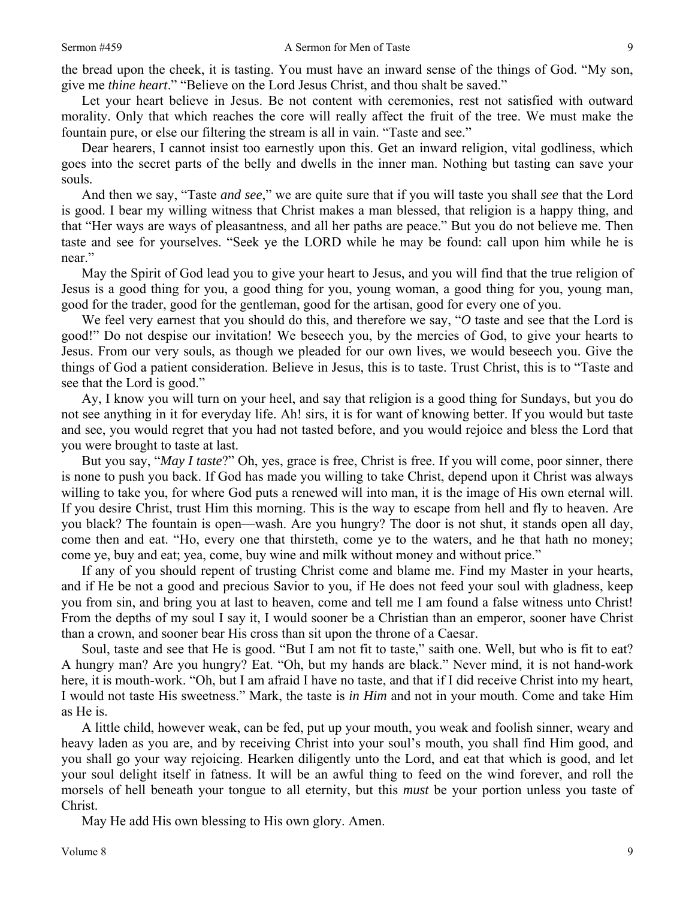the bread upon the cheek, it is tasting. You must have an inward sense of the things of God. "My son, give me *thine heart*." "Believe on the Lord Jesus Christ, and thou shalt be saved."

Let your heart believe in Jesus. Be not content with ceremonies, rest not satisfied with outward morality. Only that which reaches the core will really affect the fruit of the tree. We must make the fountain pure, or else our filtering the stream is all in vain. "Taste and see."

Dear hearers, I cannot insist too earnestly upon this. Get an inward religion, vital godliness, which goes into the secret parts of the belly and dwells in the inner man. Nothing but tasting can save your souls.

And then we say, "Taste *and see*," we are quite sure that if you will taste you shall *see* that the Lord is good. I bear my willing witness that Christ makes a man blessed, that religion is a happy thing, and that "Her ways are ways of pleasantness, and all her paths are peace." But you do not believe me. Then taste and see for yourselves. "Seek ye the LORD while he may be found: call upon him while he is near."

May the Spirit of God lead you to give your heart to Jesus, and you will find that the true religion of Jesus is a good thing for you, a good thing for you, young woman, a good thing for you, young man, good for the trader, good for the gentleman, good for the artisan, good for every one of you.

We feel very earnest that you should do this, and therefore we say, "*O* taste and see that the Lord is good!" Do not despise our invitation! We beseech you, by the mercies of God, to give your hearts to Jesus. From our very souls, as though we pleaded for our own lives, we would beseech you. Give the things of God a patient consideration. Believe in Jesus, this is to taste. Trust Christ, this is to "Taste and see that the Lord is good."

Ay, I know you will turn on your heel, and say that religion is a good thing for Sundays, but you do not see anything in it for everyday life. Ah! sirs, it is for want of knowing better. If you would but taste and see, you would regret that you had not tasted before, and you would rejoice and bless the Lord that you were brought to taste at last.

But you say, "*May I taste*?" Oh, yes, grace is free, Christ is free. If you will come, poor sinner, there is none to push you back. If God has made you willing to take Christ, depend upon it Christ was always willing to take you, for where God puts a renewed will into man, it is the image of His own eternal will. If you desire Christ, trust Him this morning. This is the way to escape from hell and fly to heaven. Are you black? The fountain is open—wash. Are you hungry? The door is not shut, it stands open all day, come then and eat. "Ho, every one that thirsteth, come ye to the waters, and he that hath no money; come ye, buy and eat; yea, come, buy wine and milk without money and without price."

If any of you should repent of trusting Christ come and blame me. Find my Master in your hearts, and if He be not a good and precious Savior to you, if He does not feed your soul with gladness, keep you from sin, and bring you at last to heaven, come and tell me I am found a false witness unto Christ! From the depths of my soul I say it, I would sooner be a Christian than an emperor, sooner have Christ than a crown, and sooner bear His cross than sit upon the throne of a Caesar.

Soul, taste and see that He is good. "But I am not fit to taste," saith one. Well, but who is fit to eat? A hungry man? Are you hungry? Eat. "Oh, but my hands are black." Never mind, it is not hand-work here, it is mouth-work. "Oh, but I am afraid I have no taste, and that if I did receive Christ into my heart, I would not taste His sweetness." Mark, the taste is *in Him* and not in your mouth. Come and take Him as He is.

A little child, however weak, can be fed, put up your mouth, you weak and foolish sinner, weary and heavy laden as you are, and by receiving Christ into your soul's mouth, you shall find Him good, and you shall go your way rejoicing. Hearken diligently unto the Lord, and eat that which is good, and let your soul delight itself in fatness. It will be an awful thing to feed on the wind forever, and roll the morsels of hell beneath your tongue to all eternity, but this *must* be your portion unless you taste of Christ.

May He add His own blessing to His own glory. Amen.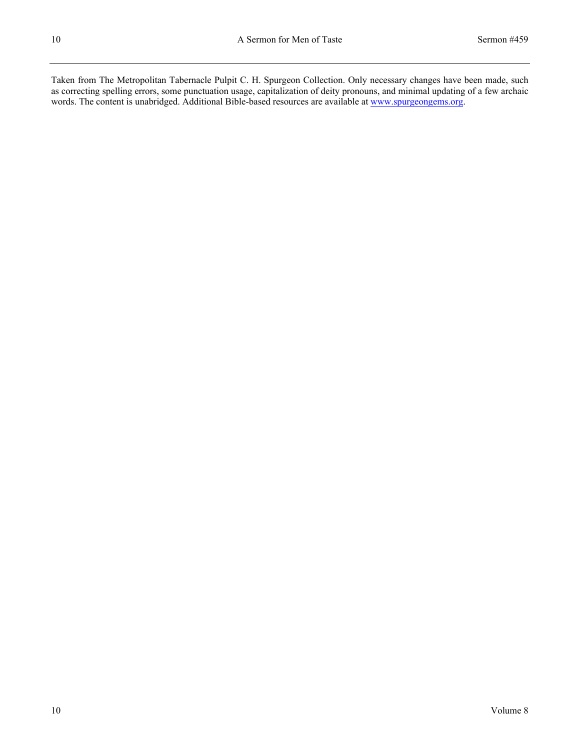Taken from The Metropolitan Tabernacle Pulpit C. H. Spurgeon Collection. Only necessary changes have been made, such as correcting spelling errors, some punctuation usage, capitalization of deity pronouns, and minimal updating of a few archaic words. The content is unabridged. Additional Bible-based resources are available at www.spurgeongems.org.